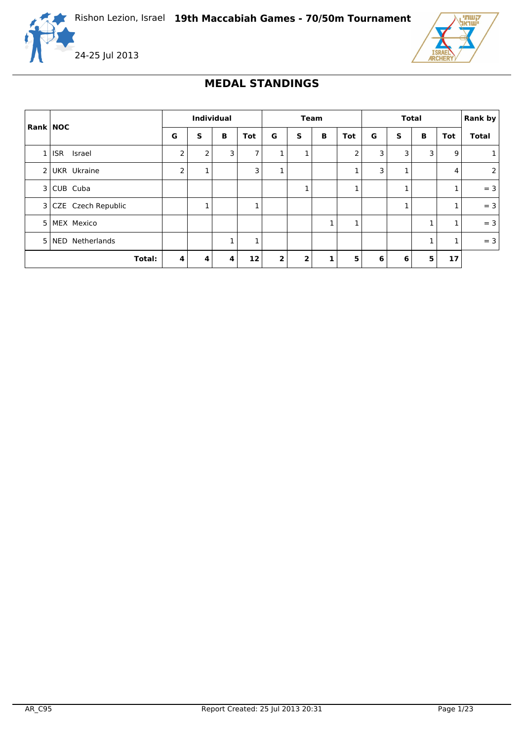Rishon Lezion, Israel **19th Maccabiah Games - 70/50m Tournament**

24-25 Jul 2013

## MEDAL STANDINGS

| Rank | NOC | Individual | | | | Team | | | | Total | | | | Rank by |
|---|---|---|---|---|---|---|---|---|---|---|---|---|---|---|
| | | G | S | B | Tot | G | S | B | Tot | G | S | B | Tot | Total |
| 1 | ISR Israel | 2 | 2 | 3 | 7 | 1 | 1 | | 2 | 3 | 3 | 3 | 9 | 1 |
| 2 | UKR Ukraine | 2 | 1 | | 3 | 1 | | | 1 | 3 | 1 | | 4 | 2 |
| 3 | CUB Cuba | | | | | | 1 | | 1 | | 1 | | 1 | = 3 |
| 3 | CZE Czech Republic | | 1 | | 1 | | | | | | 1 | | 1 | = 3 |
| 5 | MEX Mexico | | | | | | | 1 | 1 | | | 1 | 1 | = 3 |
| 5 | NED Netherlands | | | 1 | 1 | | | | | | | 1 | 1 | = 3 |
| | **Total:** | **4** | **4** | **4** | **12** | **2** | **2** | **1** | **5** | **6** | **6** | **5** | **17** | |

AR_C95 Report Created: 25 Jul 2013 20:31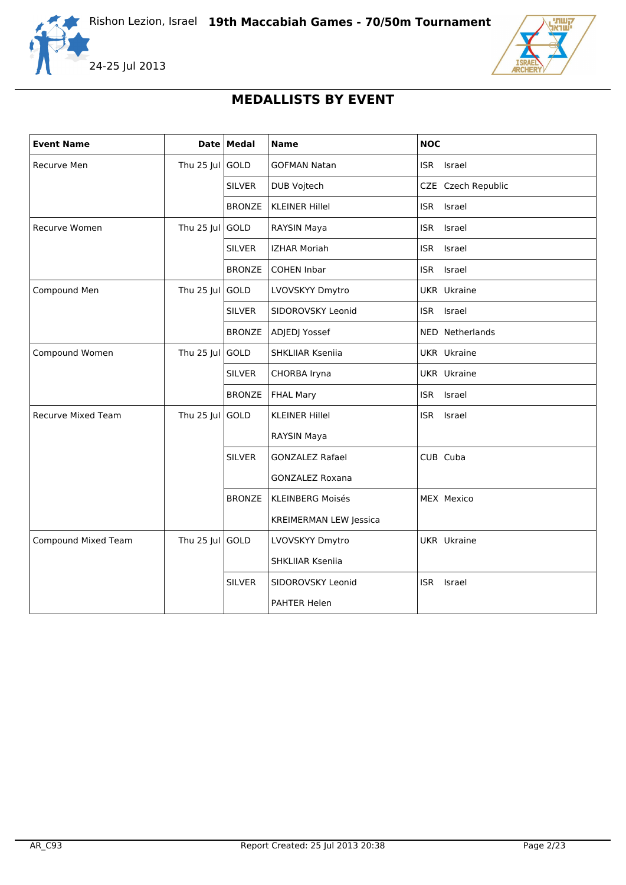# MEDALLISTS BY EVENT

| Event Name | Date | Medal | Name | NOC |
|---|---|---|---|---|
| Recurve Men | Thu 25 Jul | GOLD | GOFMAN Natan | ISR Israel |
| | | SILVER | DUB Vojtech | CZE Czech Republic |
| | | BRONZE | KLEINER Hillel | ISR Israel |
| Recurve Women | Thu 25 Jul | GOLD | RAYSIN Maya | ISR Israel |
| | | SILVER | IZHAR Moriah | ISR Israel |
| | | BRONZE | COHEN Inbar | ISR Israel |
| Compound Men | Thu 25 Jul | GOLD | LVOVSKYY Dmytro | UKR Ukraine |
| | | SILVER | SIDOROVSKY Leonid | ISR Israel |
| | | BRONZE | ADJEDJ Yossef | NED Netherlands |
| Compound Women | Thu 25 Jul | GOLD | SHKLIIAR Kseniia | UKR Ukraine |
| | | SILVER | CHORBA Iryna | UKR Ukraine |
| | | BRONZE | FHAL Mary | ISR Israel |
| Recurve Mixed Team | Thu 25 Jul | GOLD | KLEINER Hillel<br>RAYSIN Maya | ISR Israel |
| | | SILVER | GONZALEZ Rafael<br>GONZALEZ Roxana | CUB Cuba |
| | | BRONZE | KLEINBERG Moisés<br>KREIMERMAN LEW Jessica | MEX Mexico |
| Compound Mixed Team | Thu 25 Jul | GOLD | LVOVSKYY Dmytro<br>SHKLIIAR Kseniia | UKR Ukraine |
| | | SILVER | SIDOROVSKY Leonid<br>PAHTER Helen | ISR Israel |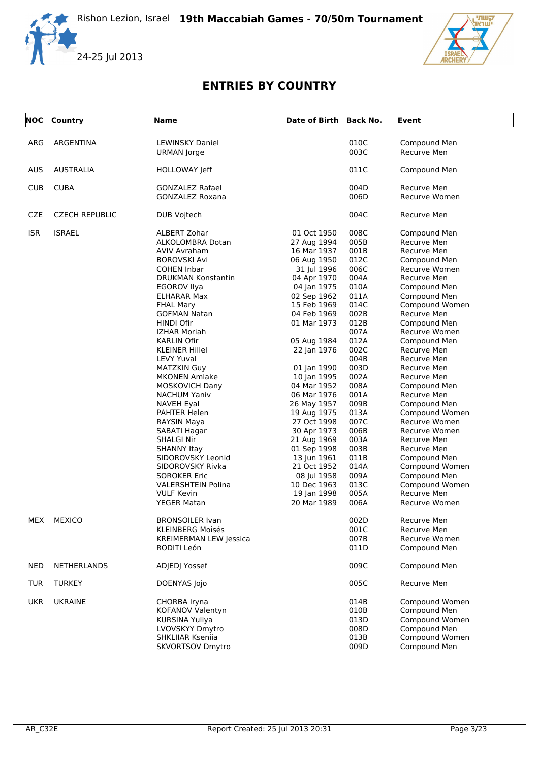# 19th Maccabiah Games - 70/50m Tournament

Rishon Lezion, Israel

24-25 Jul 2013

## ENTRIES BY COUNTRY

| NOC | Country | Name | Date of Birth | Back No. | Event |
|---|---|---|---|---|---|
| ARG | ARGENTINA | LEWINSKY Daniel | | 010C | Compound Men |
| | | URMAN Jorge | | 003C | Recurve Men |
| AUS | AUSTRALIA | HOLLOWAY Jeff | | 011C | Compound Men |
| CUB | CUBA | GONZALEZ Rafael | | 004D | Recurve Men |
| | | GONZALEZ Roxana | | 006D | Recurve Women |
| CZE | CZECH REPUBLIC | DUB Vojtech | | 004C | Recurve Men |
| ISR | ISRAEL | ALBERT Zohar | 01 Oct 1950 | 008C | Compound Men |
| | | ALKOLOMBRA Dotan | 27 Aug 1994 | 005B | Recurve Men |
| | | AVIV Avraham | 16 Mar 1937 | 001B | Recurve Men |
| | | BOROVSKI Avi | 06 Aug 1950 | 012C | Compound Men |
| | | COHEN Inbar | 31 Jul 1996 | 006C | Recurve Women |
| | | DRUKMAN Konstantin | 04 Apr 1970 | 004A | Recurve Men |
| | | EGOROV Ilya | 04 Jan 1975 | 010A | Compound Men |
| | | ELHARAR Max | 02 Sep 1962 | 011A | Compound Men |
| | | FHAL Mary | 15 Feb 1969 | 014C | Compound Women |
| | | GOFMAN Natan | 04 Feb 1969 | 002B | Recurve Men |
| | | HINDI Ofir | 01 Mar 1973 | 012B | Compound Men |
| | | IZHAR Moriah | | 007A | Recurve Women |
| | | KARLIN Ofir | 05 Aug 1984 | 012A | Compound Men |
| | | KLEINER Hillel | 22 Jan 1976 | 002C | Recurve Men |
| | | LEVY Yuval | | 004B | Recurve Men |
| | | MATZKIN Guy | 01 Jan 1990 | 003D | Recurve Men |
| | | MKONEN Amlake | 10 Jan 1995 | 002A | Recurve Men |
| | | MOSKOVICH Dany | 04 Mar 1952 | 008A | Compound Men |
| | | NACHUM Yaniv | 06 Mar 1976 | 001A | Recurve Men |
| | | NAVEH Eyal | 26 May 1957 | 009B | Compound Men |
| | | PAHTER Helen | 19 Aug 1975 | 013A | Compound Women |
| | | RAYSIN Maya | 27 Oct 1998 | 007C | Recurve Women |
| | | SABATI Hagar | 30 Apr 1973 | 006B | Recurve Women |
| | | SHALGI Nir | 21 Aug 1969 | 003A | Recurve Men |
| | | SHANNY Itay | 01 Sep 1998 | 003B | Recurve Men |
| | | SIDOROVSKY Leonid | 13 Jun 1961 | 011B | Compound Men |
| | | SIDOROVSKY Rivka | 21 Oct 1952 | 014A | Compound Women |
| | | SOROKER Eric | 08 Jul 1958 | 009A | Compound Men |
| | | VALERSHTEIN Polina | 10 Dec 1963 | 013C | Compound Women |
| | | VULF Kevin | 19 Jan 1998 | 005A | Recurve Men |
| | | YEGER Matan | 20 Mar 1989 | 006A | Recurve Women |
| MEX | MEXICO | BRONSOILER Ivan | | 002D | Recurve Men |
| | | KLEINBERG Moisés | | 001C | Recurve Men |
| | | KREIMERMAN LEW Jessica | | 007B | Recurve Women |
| | | RODITI León | | 011D | Compound Men |
| NED | NETHERLANDS | ADJEDJ Yossef | | 009C | Compound Men |
| TUR | TURKEY | DOENYAS Jojo | | 005C | Recurve Men |
| UKR | UKRAINE | CHORBA Iryna | | 014B | Compound Women |
| | | KOFANOV Valentyn | | 010B | Compound Men |
| | | KURSINA Yuliya | | 013D | Compound Women |
| | | LVOVSKYY Dmytro | | 008D | Compound Men |
| | | SHKLIIAR Kseniia | | 013B | Compound Women |
| | | SKVORTSOV Dmytro | | 009D | Compound Men |

AR_C32E Report Created: 25 Jul 2013 20:31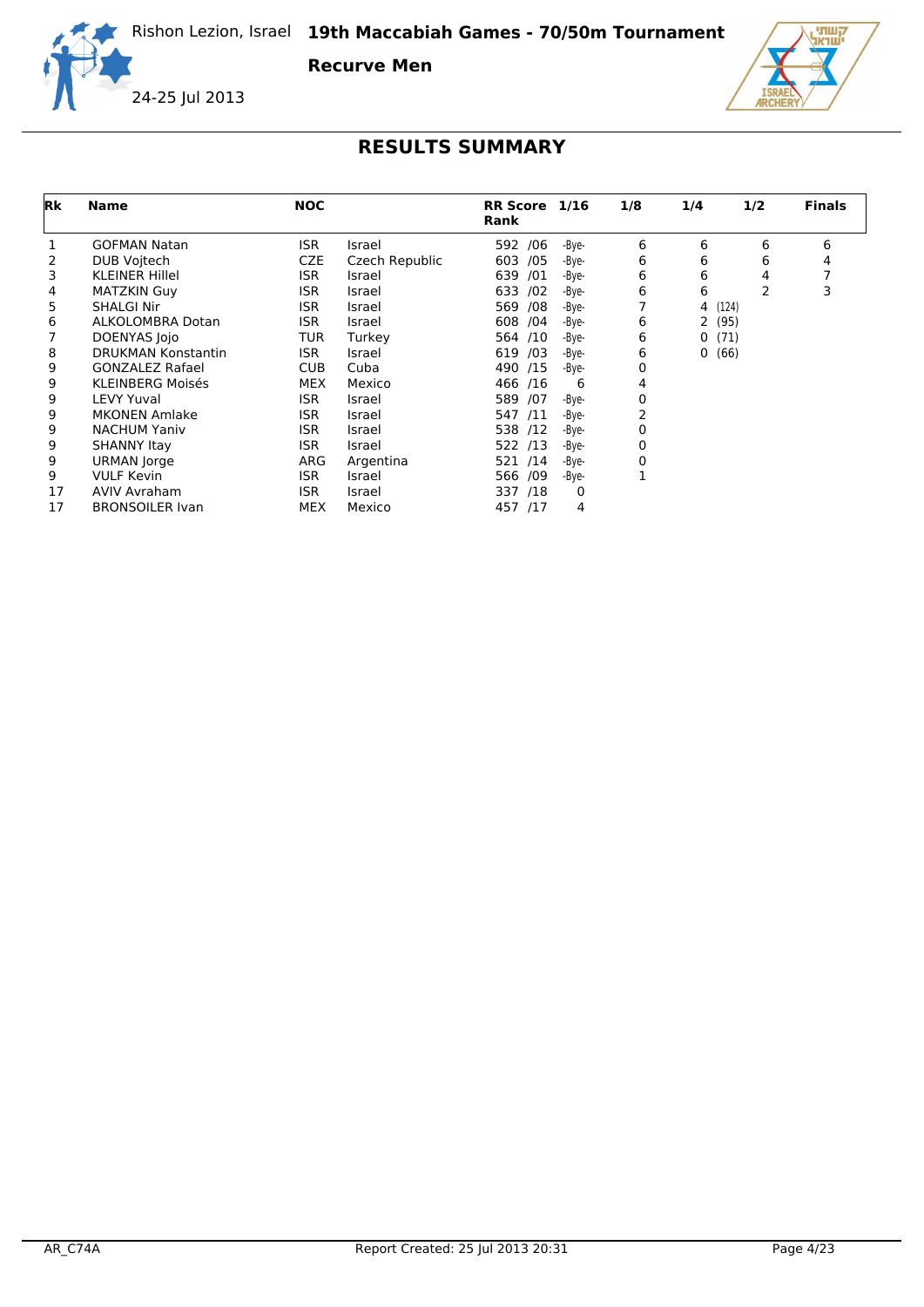Rishon Lezion, Israel **19th Maccabiah Games - 70/50m Tournament**

**Recurve Men**

24-25 Jul 2013

# RESULTS SUMMARY

| Rk | Name | NOC | | RR Score Rank | 1/16 | 1/8 | 1/4 | 1/2 | Finals |
|---|---|---|---|---|---|---|---|---|---|
| 1 | GOFMAN Natan | ISR | Israel | 592 /06 | -Bye- | 6 | 6 | 6 | 6 |
| 2 | DUB Vojtech | CZE | Czech Republic | 603 /05 | -Bye- | 6 | 6 | 6 | 4 |
| 3 | KLEINER Hillel | ISR | Israel | 639 /01 | -Bye- | 6 | 6 | 4 | 7 |
| 4 | MATZKIN Guy | ISR | Israel | 633 /02 | -Bye- | 6 | 6 | 2 | 3 |
| 5 | SHALGI Nir | ISR | Israel | 569 /08 | -Bye- | 7 | 4 (124) | | |
| 6 | ALKOLOMBRA Dotan | ISR | Israel | 608 /04 | -Bye- | 6 | 2 (95) | | |
| 7 | DOENYAS Jojo | TUR | Turkey | 564 /10 | -Bye- | 6 | 0 (71) | | |
| 8 | DRUKMAN Konstantin | ISR | Israel | 619 /03 | -Bye- | 6 | 0 (66) | | |
| 9 | GONZALEZ Rafael | CUB | Cuba | 490 /15 | -Bye- | 0 | | | |
| 9 | KLEINBERG Moisés | MEX | Mexico | 466 /16 | 6 | 4 | | | |
| 9 | LEVY Yuval | ISR | Israel | 589 /07 | -Bye- | 0 | | | |
| 9 | MKONEN Amlake | ISR | Israel | 547 /11 | -Bye- | 2 | | | |
| 9 | NACHUM Yaniv | ISR | Israel | 538 /12 | -Bye- | 0 | | | |
| 9 | SHANNY Itay | ISR | Israel | 522 /13 | -Bye- | 0 | | | |
| 9 | URMAN Jorge | ARG | Argentina | 521 /14 | -Bye- | 0 | | | |
| 9 | VULF Kevin | ISR | Israel | 566 /09 | -Bye- | 1 | | | |
| 17 | AVIV Avraham | ISR | Israel | 337 /18 | 0 | | | | |
| 17 | BRONSOILER Ivan | MEX | Mexico | 457 /17 | 4 | | | | |

AR_C74A Report Created: 25 Jul 2013 20:31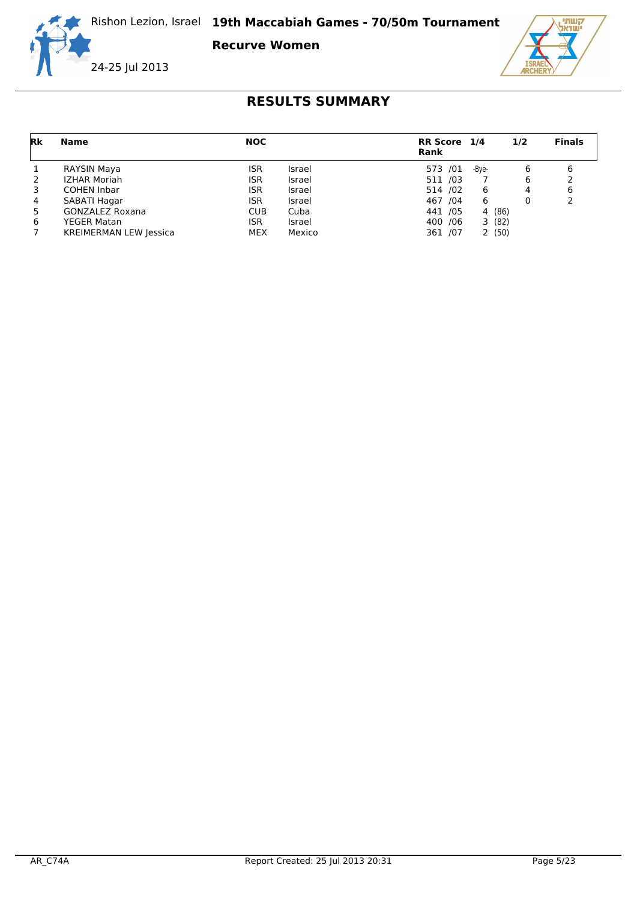Rishon Lezion, Israel **19th Maccabiah Games - 70/50m Tournament**

**Recurve Women**

24-25 Jul 2013

## RESULTS SUMMARY

| Rk | Name | NOC | | RR Score Rank | 1/4 | 1/2 | Finals |
|---|---|---|---|---|---|---|---|
| 1 | RAYSIN Maya | ISR | Israel | 573 /01 | -Bye- | 6 | 6 |
| 2 | IZHAR Moriah | ISR | Israel | 511 /03 | 7 | 6 | 2 |
| 3 | COHEN Inbar | ISR | Israel | 514 /02 | 6 | 4 | 6 |
| 4 | SABATI Hagar | ISR | Israel | 467 /04 | 6 | 0 | 2 |
| 5 | GONZALEZ Roxana | CUB | Cuba | 441 /05 | 4 (86) | | |
| 6 | YEGER Matan | ISR | Israel | 400 /06 | 3 (82) | | |
| 7 | KREIMERMAN LEW Jessica | MEX | Mexico | 361 /07 | 2 (50) | | |

AR_C74A Report Created: 25 Jul 2013 20:31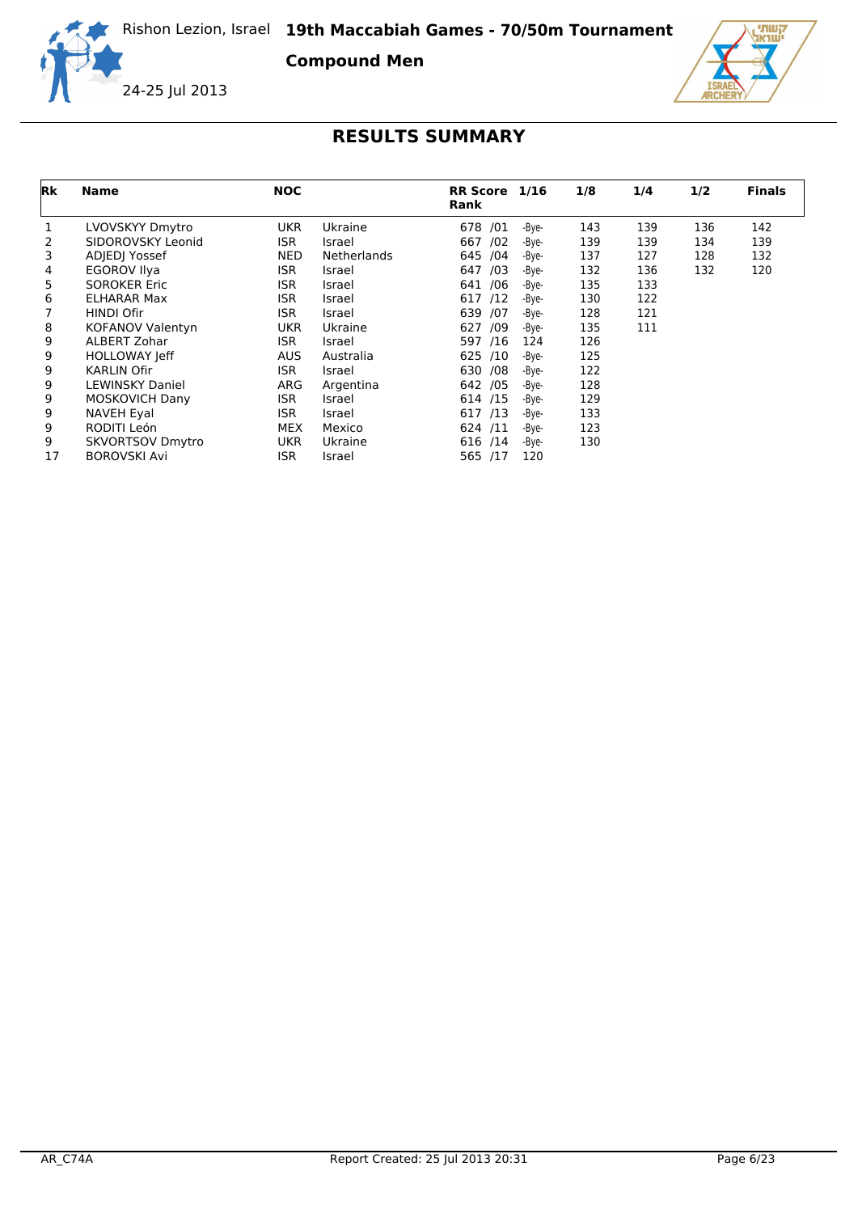Rishon Lezion, Israel **19th Maccabiah Games - 70/50m Tournament**

**Compound Men**

24-25 Jul 2013

# RESULTS SUMMARY

| Rk | Name | NOC | | RR Score Rank | 1/16 | 1/8 | 1/4 | 1/2 | Finals |
|---|---|---|---|---|---|---|---|---|---|
| 1 | LVOVSKYY Dmytro | UKR | Ukraine | 678 /01 | -Bye- | 143 | 139 | 136 | 142 |
| 2 | SIDOROVSKY Leonid | ISR | Israel | 667 /02 | -Bye- | 139 | 139 | 134 | 139 |
| 3 | ADJEDJ Yossef | NED | Netherlands | 645 /04 | -Bye- | 137 | 127 | 128 | 132 |
| 4 | EGOROV Ilya | ISR | Israel | 647 /03 | -Bye- | 132 | 136 | 132 | 120 |
| 5 | SOROKER Eric | ISR | Israel | 641 /06 | -Bye- | 135 | 133 | | |
| 6 | ELHARAR Max | ISR | Israel | 617 /12 | -Bye- | 130 | 122 | | |
| 7 | HINDI Ofir | ISR | Israel | 639 /07 | -Bye- | 128 | 121 | | |
| 8 | KOFANOV Valentyn | UKR | Ukraine | 627 /09 | -Bye- | 135 | 111 | | |
| 9 | ALBERT Zohar | ISR | Israel | 597 /16 | 124 | 126 | | | |
| 9 | HOLLOWAY Jeff | AUS | Australia | 625 /10 | -Bye- | 125 | | | |
| 9 | KARLIN Ofir | ISR | Israel | 630 /08 | -Bye- | 122 | | | |
| 9 | LEWINSKY Daniel | ARG | Argentina | 642 /05 | -Bye- | 128 | | | |
| 9 | MOSKOVICH Dany | ISR | Israel | 614 /15 | -Bye- | 129 | | | |
| 9 | NAVEH Eyal | ISR | Israel | 617 /13 | -Bye- | 133 | | | |
| 9 | RODITI León | MEX | Mexico | 624 /11 | -Bye- | 123 | | | |
| 9 | SKVORTSOV Dmytro | UKR | Ukraine | 616 /14 | -Bye- | 130 | | | |
| 17 | BOROVSKI Avi | ISR | Israel | 565 /17 | 120 | | | | |

AR_C74A Report Created: 25 Jul 2013 20:31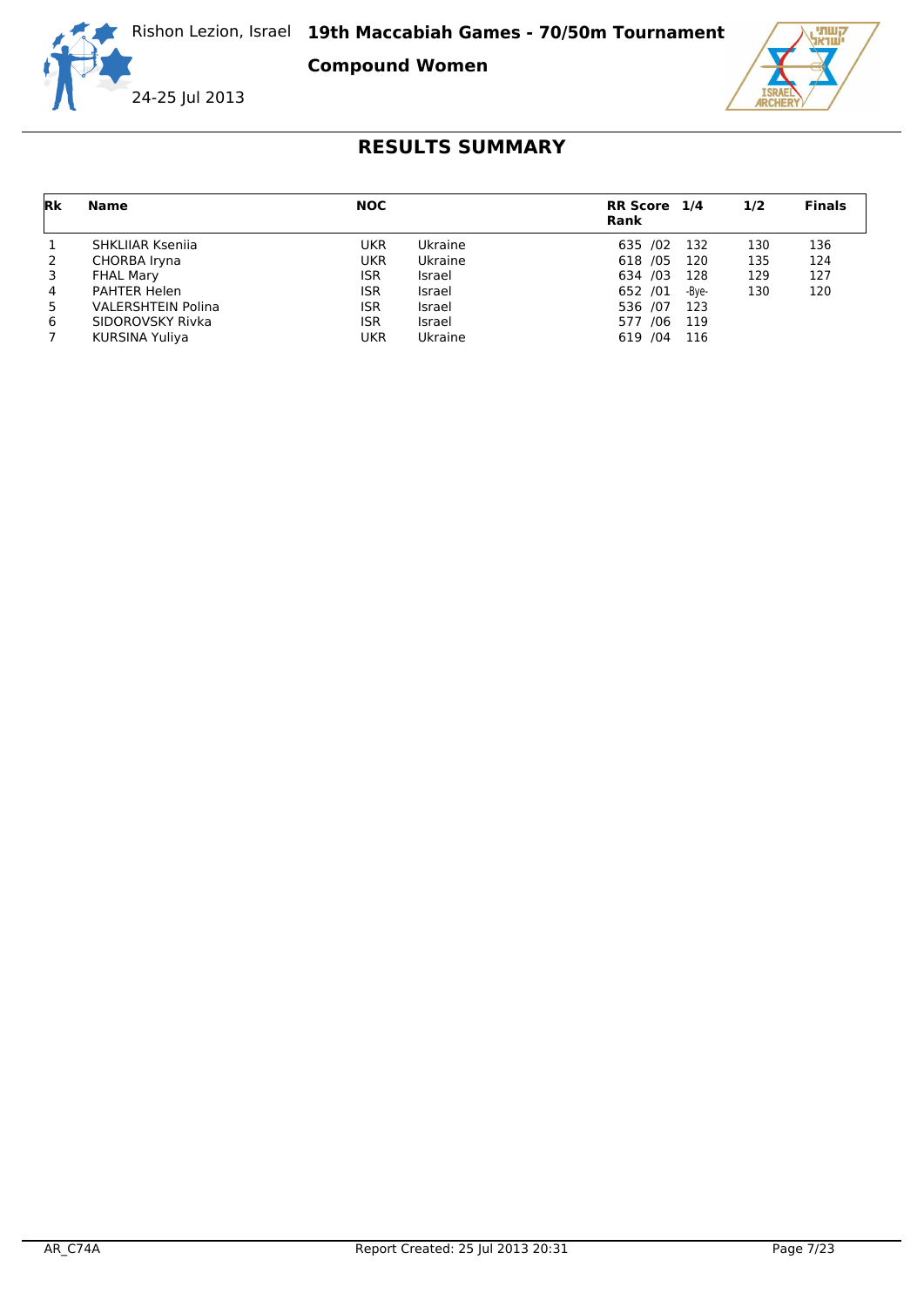Rishon Lezion, Israel **19th Maccabiah Games - 70/50m Tournament**

**Compound Women**

24-25 Jul 2013

# RESULTS SUMMARY

| Rk | Name | NOC | | RR Score Rank | 1/4 | 1/2 | Finals |
|---|---|---|---|---|---|---|---|
| 1 | SHKLIIAR Kseniia | UKR | Ukraine | 635 /02 | 132 | 130 | 136 |
| 2 | CHORBA Iryna | UKR | Ukraine | 618 /05 | 120 | 135 | 124 |
| 3 | FHAL Mary | ISR | Israel | 634 /03 | 128 | 129 | 127 |
| 4 | PAHTER Helen | ISR | Israel | 652 /01 | -Bye- | 130 | 120 |
| 5 | VALERSHTEIN Polina | ISR | Israel | 536 /07 | 123 | | |
| 6 | SIDOROVSKY Rivka | ISR | Israel | 577 /06 | 119 | | |
| 7 | KURSINA Yuliya | UKR | Ukraine | 619 /04 | 116 | | |

AR_C74A Report Created: 25 Jul 2013 20:31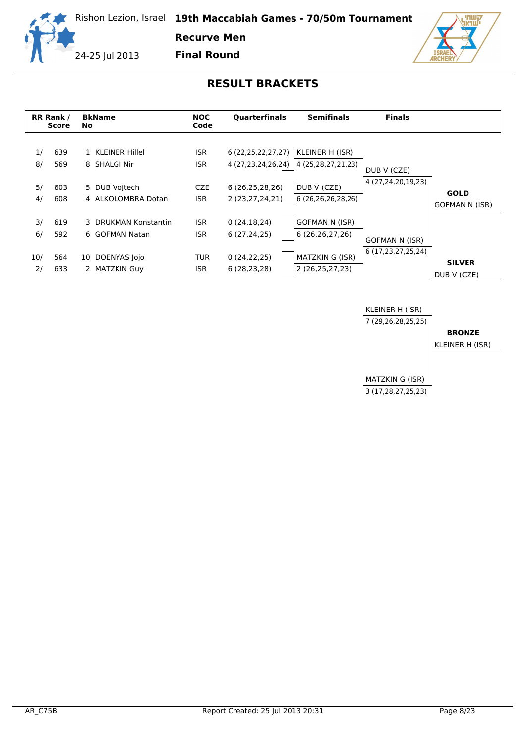Rishon Lezion, Israel **19th Maccabiah Games - 70/50m Tournament**

24-25 Jul 2013

**Recurve Men**

**Final Round**

## RESULT BRACKETS

| RR Rank / Score | BkNo | Name | NOC Code | Quarterfinals | Semifinals | Finals |
|---|---|---|---|---|---|---|
| 1/ 639 | 1 | KLEINER Hillel | ISR | 6 (22,25,22,27,27) | KLEINER H (ISR) | |
| 8/ 569 | 8 | SHALGI Nir | ISR | 4 (27,23,24,26,24) | 4 (25,28,27,21,23) | DUB V (CZE) |
| 5/ 603 | 5 | DUB Vojtech | CZE | 6 (26,25,28,26) | DUB V (CZE) | 4 (27,24,20,19,23) |
| 4/ 608 | 4 | ALKOLOMBRA Dotan | ISR | 2 (23,27,24,21) | 6 (26,26,26,28,26) | |
| 3/ 619 | 3 | DRUKMAN Konstantin | ISR | 0 (24,18,24) | GOFMAN N (ISR) | |
| 6/ 592 | 6 | GOFMAN Natan | ISR | 6 (27,24,25) | 6 (26,26,27,26) | GOFMAN N (ISR) |
| 10/ 564 | 10 | DOENYAS Jojo | TUR | 0 (24,22,25) | MATZKIN G (ISR) | 6 (17,23,27,25,24) |
| 2/ 633 | 2 | MATZKIN Guy | ISR | 6 (28,23,28) | 2 (26,25,27,23) | |

**GOLD**
GOFMAN N (ISR)

**SILVER**
DUB V (CZE)

Bronze match:

KLEINER H (ISR)
7 (29,26,28,25,25)

MATZKIN G (ISR)
3 (17,28,27,25,23)

**BRONZE**
KLEINER H (ISR)

AR_C75B Report Created: 25 Jul 2013 20:31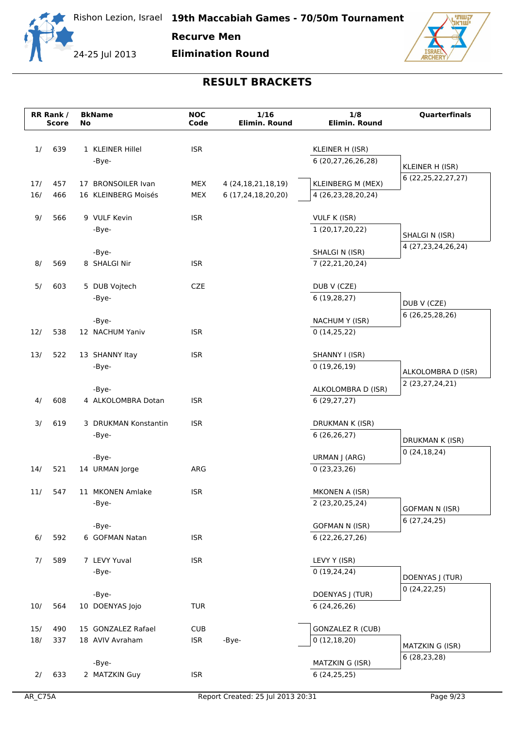Rishon Lezion, Israel

24-25 Jul 2013

# 19th Maccabiah Games - 70/50m Tournament

## Recurve Men

## Elimination Round

## RESULT BRACKETS

| RR Rank / Score | | BkName No | | NOC Code | 1/16 Elimin. Round | 1/8 Elimin. Round | Quarterfinals |
|---|---|---|---|---|---|---|---|
| 1/ | 639 | 1 | KLEINER Hillel | ISR | | KLEINER H (ISR) | |
| | | | -Bye- | | | 6 (20,27,26,26,28) | KLEINER H (ISR) |
| | | | | | | | 6 (22,25,22,27,27) |
| 17/ | 457 | 17 | BRONSOILER Ivan | MEX | 4 (24,18,21,18,19) | KLEINBERG M (MEX) | |
| 16/ | 466 | 16 | KLEINBERG Moisés | MEX | 6 (17,24,18,20,20) | 4 (26,23,28,20,24) | |
| 9/ | 566 | 9 | VULF Kevin | ISR | | VULF K (ISR) | |
| | | | -Bye- | | | 1 (20,17,20,22) | SHALGI N (ISR) |
| | | | | | | | 4 (27,23,24,26,24) |
| | | | -Bye- | | | SHALGI N (ISR) | |
| 8/ | 569 | 8 | SHALGI Nir | ISR | | 7 (22,21,20,24) | |
| 5/ | 603 | 5 | DUB Vojtech | CZE | | DUB V (CZE) | |
| | | | -Bye- | | | 6 (19,28,27) | DUB V (CZE) |
| | | | | | | | 6 (26,25,28,26) |
| | | | -Bye- | | | NACHUM Y (ISR) | |
| 12/ | 538 | 12 | NACHUM Yaniv | ISR | | 0 (14,25,22) | |
| 13/ | 522 | 13 | SHANNY Itay | ISR | | SHANNY I (ISR) | |
| | | | -Bye- | | | 0 (19,26,19) | ALKOLOMBRA D (ISR) |
| | | | | | | | 2 (23,27,24,21) |
| | | | -Bye- | | | ALKOLOMBRA D (ISR) | |
| 4/ | 608 | 4 | ALKOLOMBRA Dotan | ISR | | 6 (29,27,27) | |
| 3/ | 619 | 3 | DRUKMAN Konstantin | ISR | | DRUKMAN K (ISR) | |
| | | | -Bye- | | | 6 (26,26,27) | DRUKMAN K (ISR) |
| | | | | | | | 0 (24,18,24) |
| | | | -Bye- | | | URMAN J (ARG) | |
| 14/ | 521 | 14 | URMAN Jorge | ARG | | 0 (23,23,26) | |
| 11/ | 547 | 11 | MKONEN Amlake | ISR | | MKONEN A (ISR) | |
| | | | -Bye- | | | 2 (23,20,25,24) | GOFMAN N (ISR) |
| | | | | | | | 6 (27,24,25) |
| | | | -Bye- | | | GOFMAN N (ISR) | |
| 6/ | 592 | 6 | GOFMAN Natan | ISR | | 6 (22,26,27,26) | |
| 7/ | 589 | 7 | LEVY Yuval | ISR | | LEVY Y (ISR) | |
| | | | -Bye- | | | 0 (19,24,24) | DOENYAS J (TUR) |
| | | | | | | | 0 (24,22,25) |
| | | | -Bye- | | | DOENYAS J (TUR) | |
| 10/ | 564 | 10 | DOENYAS Jojo | TUR | | 6 (24,26,26) | |
| 15/ | 490 | 15 | GONZALEZ Rafael | CUB | | GONZALEZ R (CUB) | |
| 18/ | 337 | 18 | AVIV Avraham | ISR | -Bye- | 0 (12,18,20) | MATZKIN G (ISR) |
| | | | | | | | 6 (28,23,28) |
| | | | -Bye- | | | MATZKIN G (ISR) | |
| 2/ | 633 | 2 | MATZKIN Guy | ISR | | 6 (24,25,25) | |

AR_C75A — Report Created: 25 Jul 2013 20:31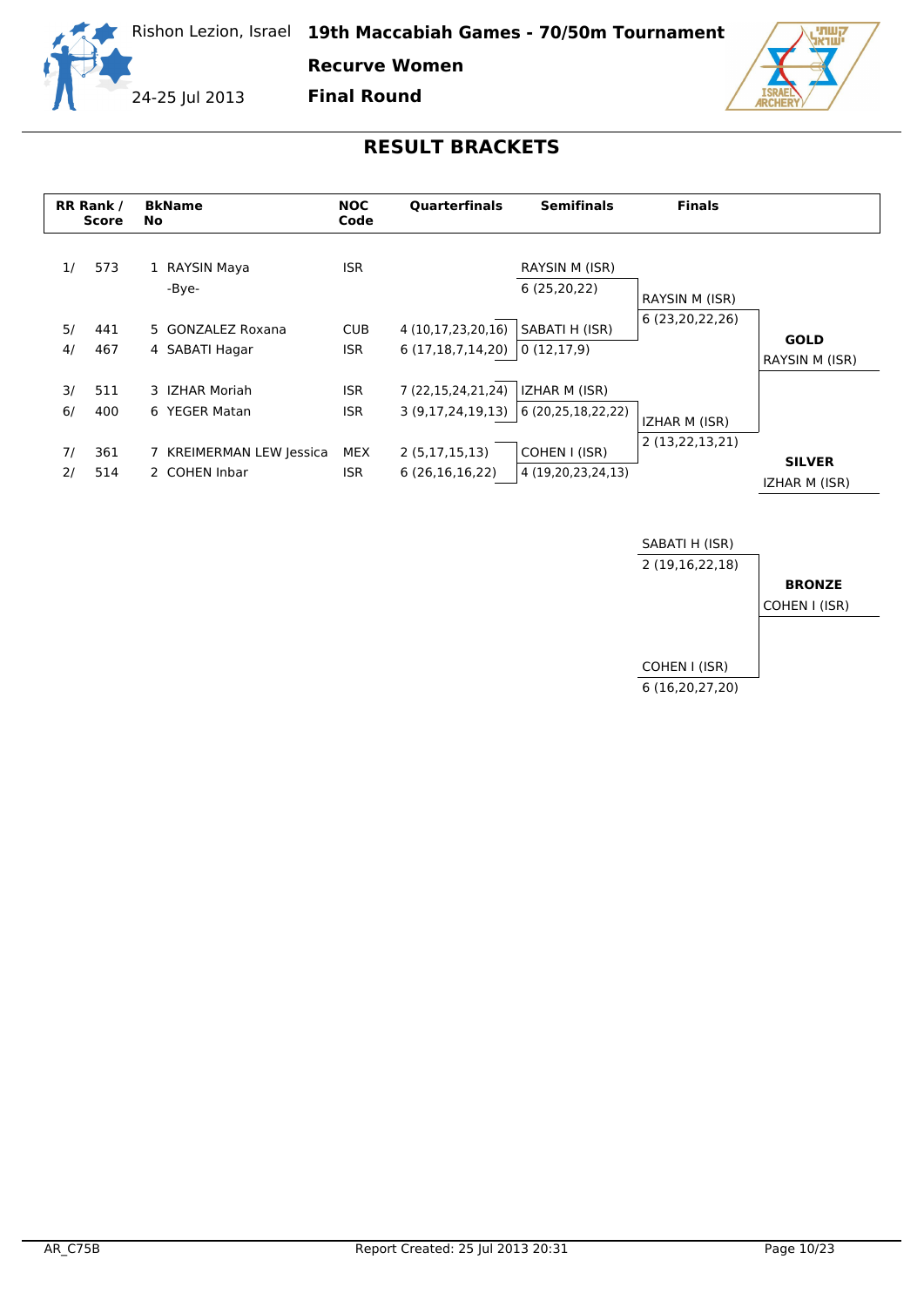Rishon Lezion, Israel

24-25 Jul 2013

# 19th Maccabiah Games - 70/50m Tournament

## Recurve Women

## Final Round

## RESULT BRACKETS

| RR Rank / Score | BkNo | Name | NOC Code | Quarterfinals | Semifinals | Finals | |
|---|---|---|---|---|---|---|---|
| 1/ 573 | 1 | RAYSIN Maya | ISR | | RAYSIN M (ISR) | | |
| | | -Bye- | | | 6 (25,20,22) | RAYSIN M (ISR) | |
| 5/ 441 | 5 | GONZALEZ Roxana | CUB | 4 (10,17,23,20,16) | SABATI H (ISR) | 6 (23,20,22,26) | **GOLD** |
| 4/ 467 | 4 | SABATI Hagar | ISR | 6 (17,18,7,14,20) | 0 (12,17,9) | | RAYSIN M (ISR) |
| 3/ 511 | 3 | IZHAR Moriah | ISR | 7 (22,15,24,21,24) | IZHAR M (ISR) | | |
| 6/ 400 | 6 | YEGER Matan | ISR | 3 (9,17,24,19,13) | 6 (20,25,18,22,22) | IZHAR M (ISR) | |
| 7/ 361 | 7 | KREIMERMAN LEW Jessica | MEX | 2 (5,17,15,13) | COHEN I (ISR) | 2 (13,22,13,21) | **SILVER** |
| 2/ 514 | 2 | COHEN Inbar | ISR | 6 (26,16,16,22) | 4 (19,20,23,24,13) | | IZHAR M (ISR) |

### Bronze Match

| Finals | |
|---|---|
| SABATI H (ISR) | |
| 2 (19,16,22,18) | **BRONZE** |
| | COHEN I (ISR) |
| COHEN I (ISR) | |
| 6 (16,20,27,20) | |

AR_C75B

Report Created: 25 Jul 2013 20:31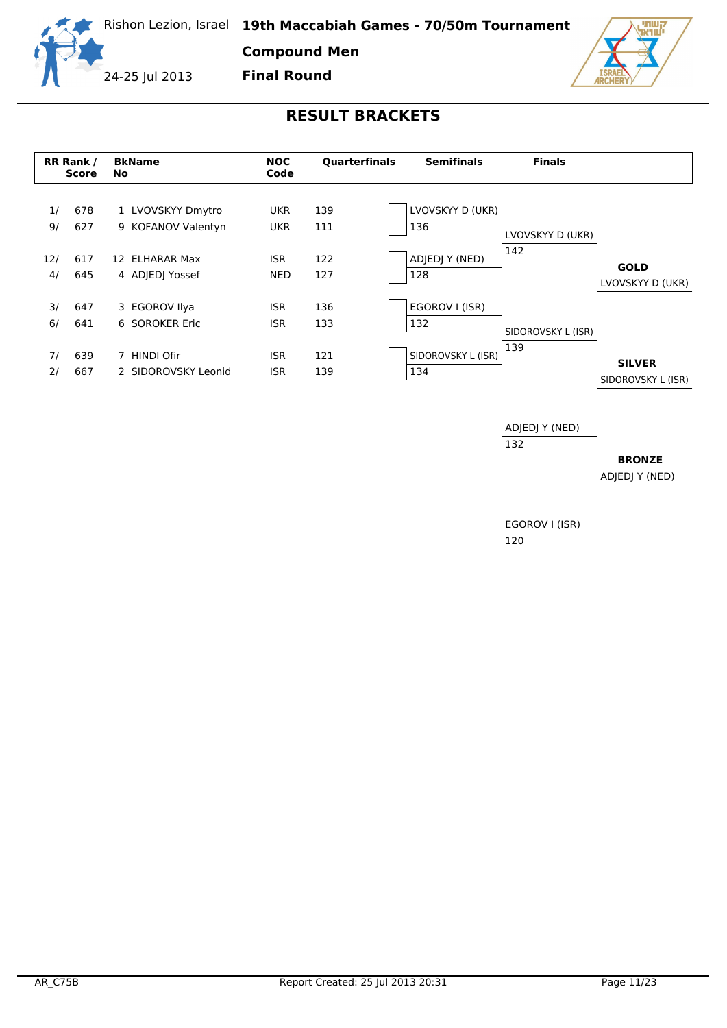# 19th Maccabiah Games - 70/50m Tournament

Rishon Lezion, Israel

24-25 Jul 2013

**Compound Men**

**Final Round**

## RESULT BRACKETS

| RR Rank / Score | | BkNo | Name | NOC Code | Quarterfinals |
|---|---|---|---|---|---|
| 1/ | 678 | 1 | LVOVSKYY Dmytro | UKR | 139 |
| 9/ | 627 | 9 | KOFANOV Valentyn | UKR | 111 |
| 12/ | 617 | 12 | ELHARAR Max | ISR | 122 |
| 4/ | 645 | 4 | ADJEDJ Yossef | NED | 127 |
| 3/ | 647 | 3 | EGOROV Ilya | ISR | 136 |
| 6/ | 641 | 6 | SOROKER Eric | ISR | 133 |
| 7/ | 639 | 7 | HINDI Ofir | ISR | 121 |
| 2/ | 667 | 2 | SIDOROVSKY Leonid | ISR | 139 |

**Semifinals**

| Match | Archer | Score |
|---|---|---|
| 1 | LVOVSKYY D (UKR) | 136 |
| 1 | ADJEDJ Y (NED) | 128 |
| 2 | EGOROV I (ISR) | 132 |
| 2 | SIDOROVSKY L (ISR) | 134 |

**Finals**

| Match | Archer | Score |
|---|---|---|
| Gold | LVOVSKYY D (UKR) | 142 |
| Gold | SIDOROVSKY L (ISR) | 139 |
| Bronze | ADJEDJ Y (NED) | 132 |
| Bronze | EGOROV I (ISR) | 120 |

**GOLD**
LVOVSKYY D (UKR)

**SILVER**
SIDOROVSKY L (ISR)

**BRONZE**
ADJEDJ Y (NED)

AR_C75B

Report Created: 25 Jul 2013 20:31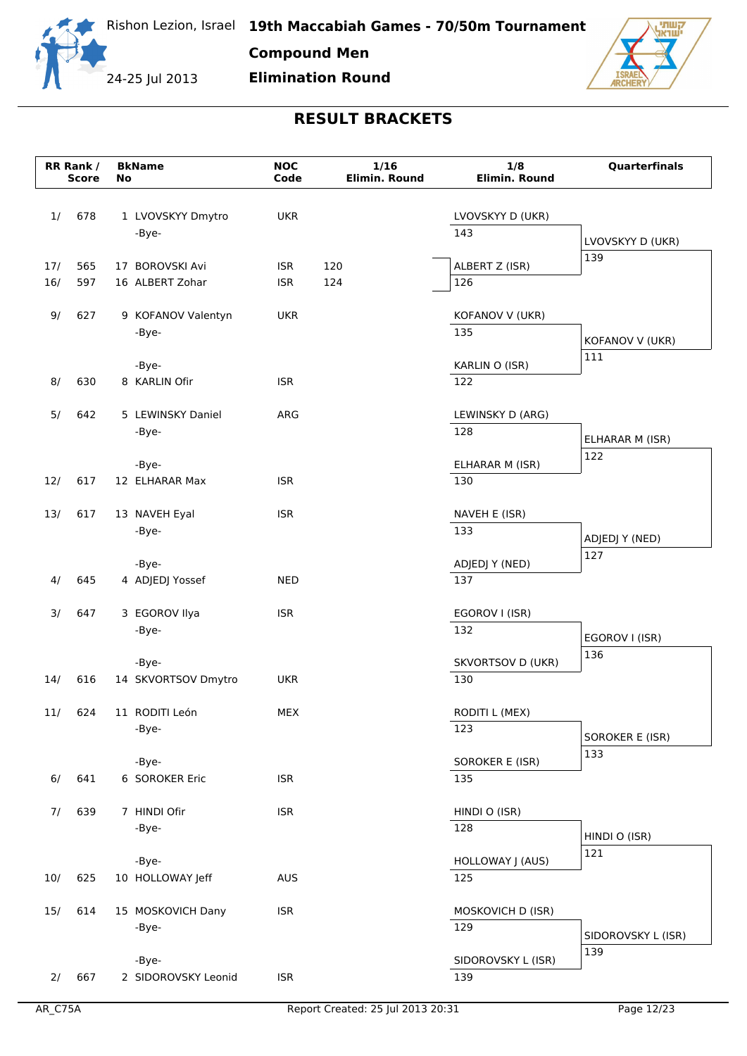Rishon Lezion, Israel

24-25 Jul 2013

# 19th Maccabiah Games - 70/50m Tournament

## Compound Men

## Elimination Round

## RESULT BRACKETS

| RR Rank / | Score | BkName No | | NOC Code | 1/16 Elimin. Round | 1/8 Elimin. Round | Quarterfinals |
|---|---|---|---|---|---|---|---|
| 1/ | 678 | 1 | LVOVSKYY Dmytro | UKR | | LVOVSKYY D (UKR) 143 | LVOVSKYY D (UKR) 139 |
| | | | -Bye- | | | | |
| 17/ | 565 | 17 | BOROVSKI Avi | ISR | 120 | | |
| 16/ | 597 | 16 | ALBERT Zohar | ISR | 124 | ALBERT Z (ISR) 126 | |
| 9/ | 627 | 9 | KOFANOV Valentyn | UKR | | KOFANOV V (UKR) 135 | KOFANOV V (UKR) 111 |
| | | | -Bye- | | | | |
| | | | -Bye- | | | | |
| 8/ | 630 | 8 | KARLIN Ofir | ISR | | KARLIN O (ISR) 122 | |
| 5/ | 642 | 5 | LEWINSKY Daniel | ARG | | LEWINSKY D (ARG) 128 | ELHARAR M (ISR) 122 |
| | | | -Bye- | | | | |
| | | | -Bye- | | | | |
| 12/ | 617 | 12 | ELHARAR Max | ISR | | ELHARAR M (ISR) 130 | |
| 13/ | 617 | 13 | NAVEH Eyal | ISR | | NAVEH E (ISR) 133 | ADJEDJ Y (NED) 127 |
| | | | -Bye- | | | | |
| | | | -Bye- | | | | |
| 4/ | 645 | 4 | ADJEDJ Yossef | NED | | ADJEDJ Y (NED) 137 | |
| 3/ | 647 | 3 | EGOROV Ilya | ISR | | EGOROV I (ISR) 132 | EGOROV I (ISR) 136 |
| | | | -Bye- | | | | |
| | | | -Bye- | | | | |
| 14/ | 616 | 14 | SKVORTSOV Dmytro | UKR | | SKVORTSOV D (UKR) 130 | |
| 11/ | 624 | 11 | RODITI León | MEX | | RODITI L (MEX) 123 | SOROKER E (ISR) 133 |
| | | | -Bye- | | | | |
| | | | -Bye- | | | | |
| 6/ | 641 | 6 | SOROKER Eric | ISR | | SOROKER E (ISR) 135 | |
| 7/ | 639 | 7 | HINDI Ofir | ISR | | HINDI O (ISR) 128 | HINDI O (ISR) 121 |
| | | | -Bye- | | | | |
| | | | -Bye- | | | | |
| 10/ | 625 | 10 | HOLLOWAY Jeff | AUS | | HOLLOWAY J (AUS) 125 | |
| 15/ | 614 | 15 | MOSKOVICH Dany | ISR | | MOSKOVICH D (ISR) 129 | SIDOROVSKY L (ISR) 139 |
| | | | -Bye- | | | | |
| | | | -Bye- | | | | |
| 2/ | 667 | 2 | SIDOROVSKY Leonid | ISR | | SIDOROVSKY L (ISR) 139 | |

AR_C75A

Report Created: 25 Jul 2013 20:31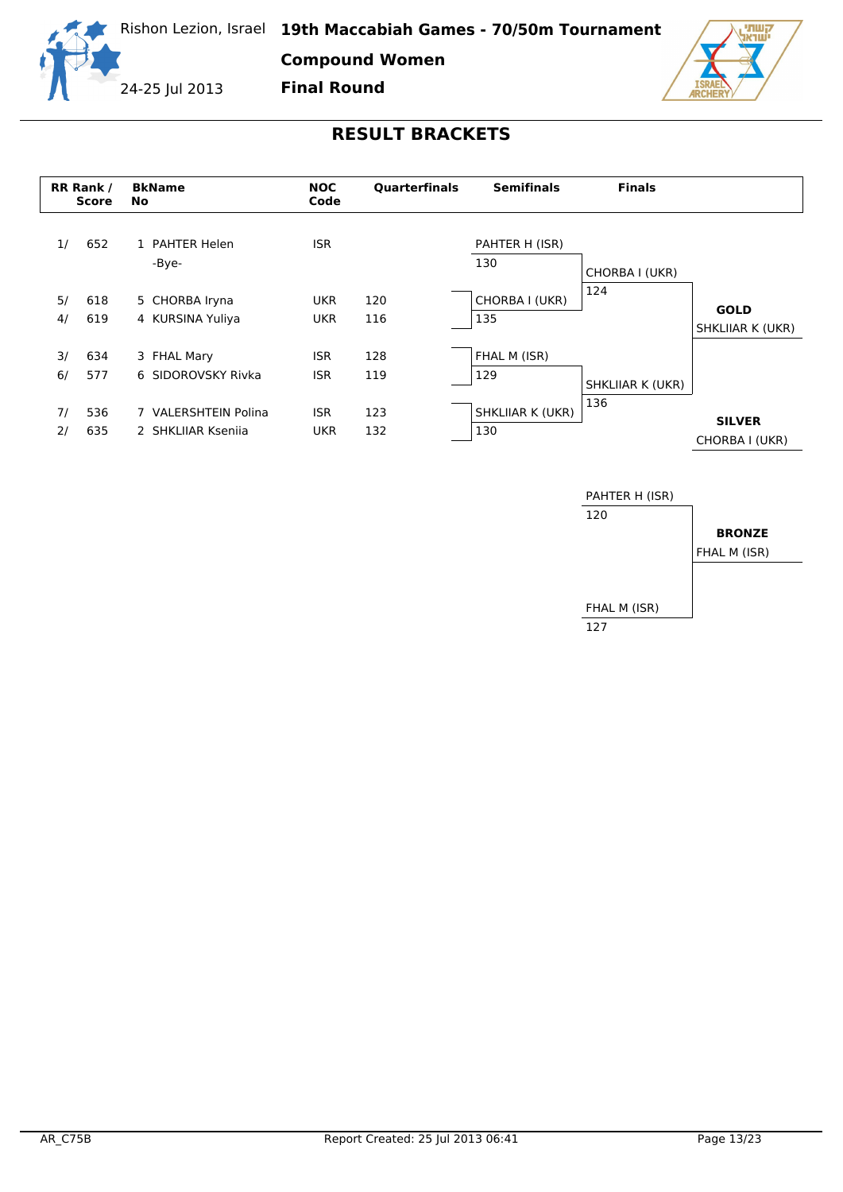Rishon Lezion, Israel **19th Maccabiah Games - 70/50m Tournament**

**Compound Women**

24-25 Jul 2013 **Final Round**

## RESULT BRACKETS

| RR Rank / Score | BkNo | Name | NOC Code | Quarterfinals |
|---|---|---|---|---|
| 1/ 652 | 1 | PAHTER Helen | ISR | |
| | | -Bye- | | |
| 5/ 618 | 5 | CHORBA Iryna | UKR | 120 |
| 4/ 619 | 4 | KURSINA Yuliya | UKR | 116 |
| 3/ 634 | 3 | FHAL Mary | ISR | 128 |
| 6/ 577 | 6 | SIDOROVSKY Rivka | ISR | 119 |
| 7/ 536 | 7 | VALERSHTEIN Polina | ISR | 123 |
| 2/ 635 | 2 | SHKLIIAR Kseniia | UKR | 132 |

**Semifinals**

| Athlete | Score |
|---|---|
| PAHTER H (ISR) | 130 |
| CHORBA I (UKR) | 135 |
| FHAL M (ISR) | 129 |
| SHKLIIAR K (UKR) | 130 |

**Finals**

| Athlete | Score |
|---|---|
| CHORBA I (UKR) | 124 |
| SHKLIIAR K (UKR) | 136 |

**GOLD**: SHKLIIAR K (UKR)

**SILVER**: CHORBA I (UKR)

**Bronze Match**

| Athlete | Score |
|---|---|
| PAHTER H (ISR) | 120 |
| FHAL M (ISR) | 127 |

**BRONZE**: FHAL M (ISR)

AR_C75B Report Created: 25 Jul 2013 06:41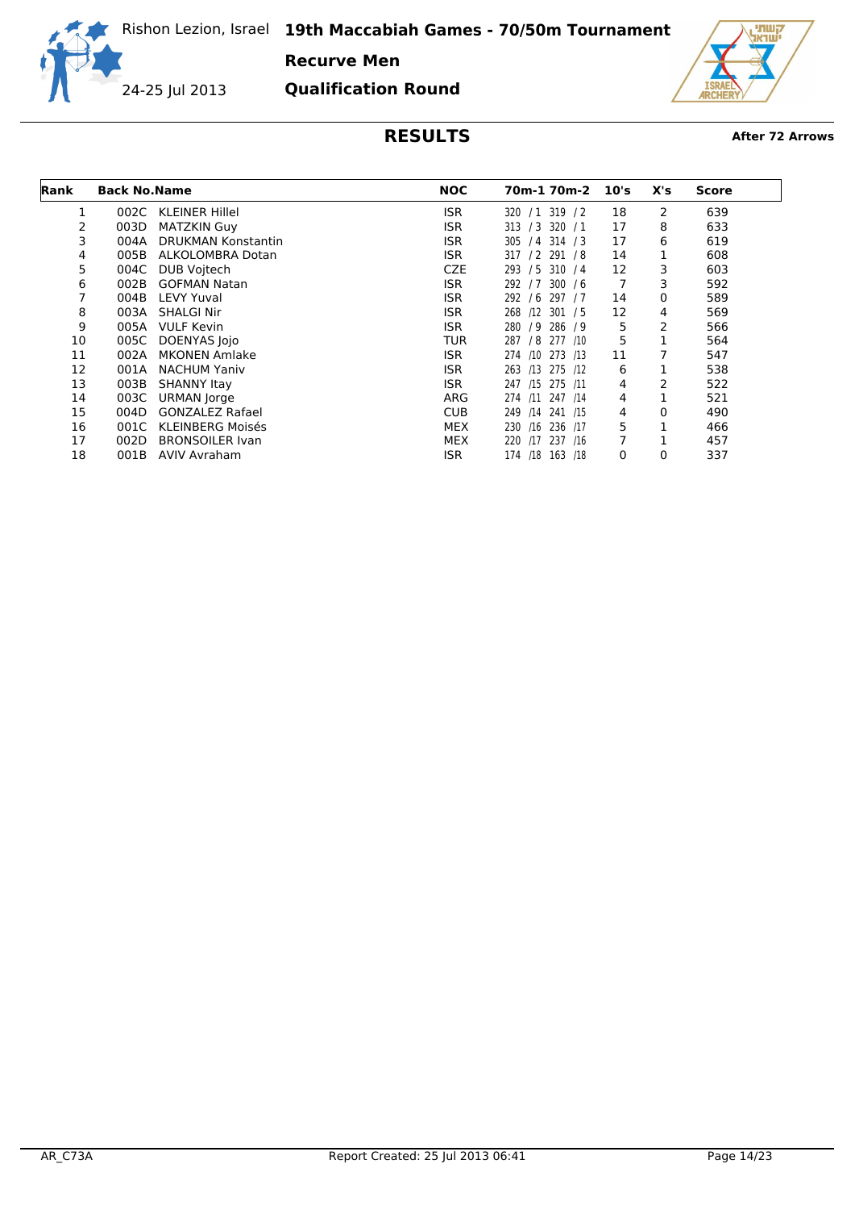Rishon Lezion, Israel **19th Maccabiah Games - 70/50m Tournament**

24-25 Jul 2013

**Recurve Men**

**Qualification Round**

# RESULTS

**After 72 Arrows**

| Rank | Back No. | Name | NOC | 70m-1 | 70m-2 | 10's | X's | Score |
|---|---|---|---|---|---|---|---|---|
| 1 | 002C | KLEINER Hillel | ISR | 320 / 1 | 319 / 2 | 18 | 2 | 639 |
| 2 | 003D | MATZKIN Guy | ISR | 313 / 3 | 320 / 1 | 17 | 8 | 633 |
| 3 | 004A | DRUKMAN Konstantin | ISR | 305 / 4 | 314 / 3 | 17 | 6 | 619 |
| 4 | 005B | ALKOLOMBRA Dotan | ISR | 317 / 2 | 291 / 8 | 14 | 1 | 608 |
| 5 | 004C | DUB Vojtech | CZE | 293 / 5 | 310 / 4 | 12 | 3 | 603 |
| 6 | 002B | GOFMAN Natan | ISR | 292 / 7 | 300 / 6 | 7 | 3 | 592 |
| 7 | 004B | LEVY Yuval | ISR | 292 / 6 | 297 / 7 | 14 | 0 | 589 |
| 8 | 003A | SHALGI Nir | ISR | 268 /12 | 301 / 5 | 12 | 4 | 569 |
| 9 | 005A | VULF Kevin | ISR | 280 / 9 | 286 / 9 | 5 | 2 | 566 |
| 10 | 005C | DOENYAS Jojo | TUR | 287 / 8 | 277 /10 | 5 | 1 | 564 |
| 11 | 002A | MKONEN Amlake | ISR | 274 /10 | 273 /13 | 11 | 7 | 547 |
| 12 | 001A | NACHUM Yaniv | ISR | 263 /13 | 275 /12 | 6 | 1 | 538 |
| 13 | 003B | SHANNY Itay | ISR | 247 /15 | 275 /11 | 4 | 2 | 522 |
| 14 | 003C | URMAN Jorge | ARG | 274 /11 | 247 /14 | 4 | 1 | 521 |
| 15 | 004D | GONZALEZ Rafael | CUB | 249 /14 | 241 /15 | 4 | 0 | 490 |
| 16 | 001C | KLEINBERG Moisés | MEX | 230 /16 | 236 /17 | 5 | 1 | 466 |
| 17 | 002D | BRONSOILER Ivan | MEX | 220 /17 | 237 /16 | 7 | 1 | 457 |
| 18 | 001B | AVIV Avraham | ISR | 174 /18 | 163 /18 | 0 | 0 | 337 |

AR_C73A Report Created: 25 Jul 2013 06:41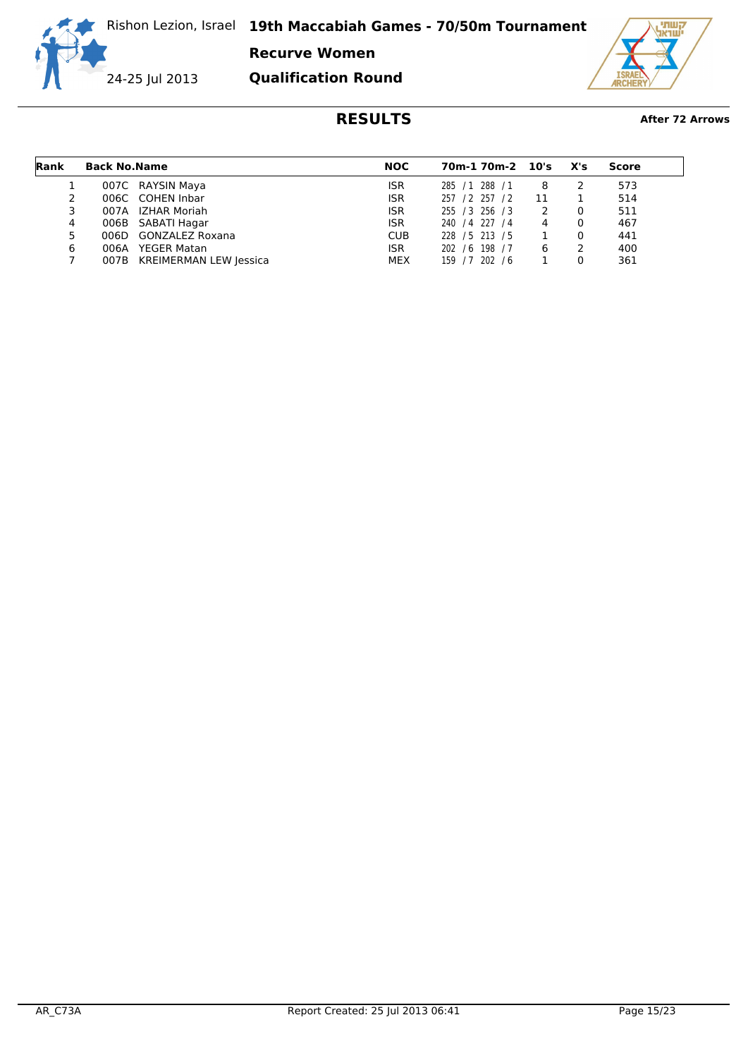Rishon Lezion, Israel

24-25 Jul 2013

# 19th Maccabiah Games - 70/50m Tournament

## Recurve Women

## Qualification Round

### RESULTS

**After 72 Arrows**

| Rank | Back No. | Name | NOC | 70m-1 | 70m-2 | 10's | X's | Score |
|---|---|---|---|---|---|---|---|---|
| 1 | 007C | RAYSIN Maya | ISR | 285 / 1 | 288 / 1 | 8 | 2 | 573 |
| 2 | 006C | COHEN Inbar | ISR | 257 / 2 | 257 / 2 | 11 | 1 | 514 |
| 3 | 007A | IZHAR Moriah | ISR | 255 / 3 | 256 / 3 | 2 | 0 | 511 |
| 4 | 006B | SABATI Hagar | ISR | 240 / 4 | 227 / 4 | 4 | 0 | 467 |
| 5 | 006D | GONZALEZ Roxana | CUB | 228 / 5 | 213 / 5 | 1 | 0 | 441 |
| 6 | 006A | YEGER Matan | ISR | 202 / 6 | 198 / 7 | 6 | 2 | 400 |
| 7 | 007B | KREIMERMAN LEW Jessica | MEX | 159 / 7 | 202 / 6 | 1 | 0 | 361 |

AR_C73A

Report Created: 25 Jul 2013 06:41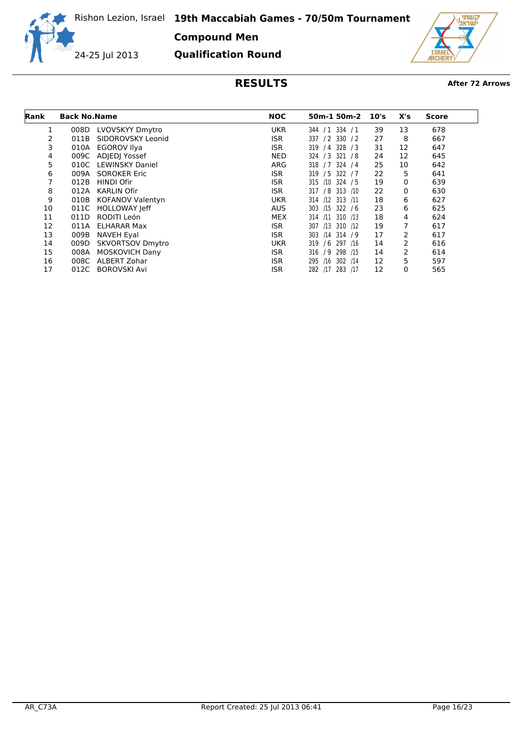# 19th Maccabiah Games - 70/50m Tournament

Rishon Lezion, Israel

24-25 Jul 2013

## Compound Men

## Qualification Round

## RESULTS

**After 72 Arrows**

| Rank | Back No. | Name | NOC | 50m-1 | 50m-2 | 10's | X's | Score |
|---|---|---|---|---|---|---|---|---|
| 1 | 008D | LVOVSKYY Dmytro | UKR | 344 / 1 | 334 / 1 | 39 | 13 | 678 |
| 2 | 011B | SIDOROVSKY Leonid | ISR | 337 / 2 | 330 / 2 | 27 | 8 | 667 |
| 3 | 010A | EGOROV Ilya | ISR | 319 / 4 | 328 / 3 | 31 | 12 | 647 |
| 4 | 009C | ADJEDJ Yossef | NED | 324 / 3 | 321 / 8 | 24 | 12 | 645 |
| 5 | 010C | LEWINSKY Daniel | ARG | 318 / 7 | 324 / 4 | 25 | 10 | 642 |
| 6 | 009A | SOROKER Eric | ISR | 319 / 5 | 322 / 7 | 22 | 5 | 641 |
| 7 | 012B | HINDI Ofir | ISR | 315 /10 | 324 / 5 | 19 | 0 | 639 |
| 8 | 012A | KARLIN Ofir | ISR | 317 / 8 | 313 /10 | 22 | 0 | 630 |
| 9 | 010B | KOFANOV Valentyn | UKR | 314 /12 | 313 /11 | 18 | 6 | 627 |
| 10 | 011C | HOLLOWAY Jeff | AUS | 303 /15 | 322 / 6 | 23 | 6 | 625 |
| 11 | 011D | RODITI León | MEX | 314 /11 | 310 /13 | 18 | 4 | 624 |
| 12 | 011A | ELHARAR Max | ISR | 307 /13 | 310 /12 | 19 | 7 | 617 |
| 13 | 009B | NAVEH Eyal | ISR | 303 /14 | 314 / 9 | 17 | 2 | 617 |
| 14 | 009D | SKVORTSOV Dmytro | UKR | 319 / 6 | 297 /16 | 14 | 2 | 616 |
| 15 | 008A | MOSKOVICH Dany | ISR | 316 / 9 | 298 /15 | 14 | 2 | 614 |
| 16 | 008C | ALBERT Zohar | ISR | 295 /16 | 302 /14 | 12 | 5 | 597 |
| 17 | 012C | BOROVSKI Avi | ISR | 282 /17 | 283 /17 | 12 | 0 | 565 |

AR_C73A Report Created: 25 Jul 2013 06:41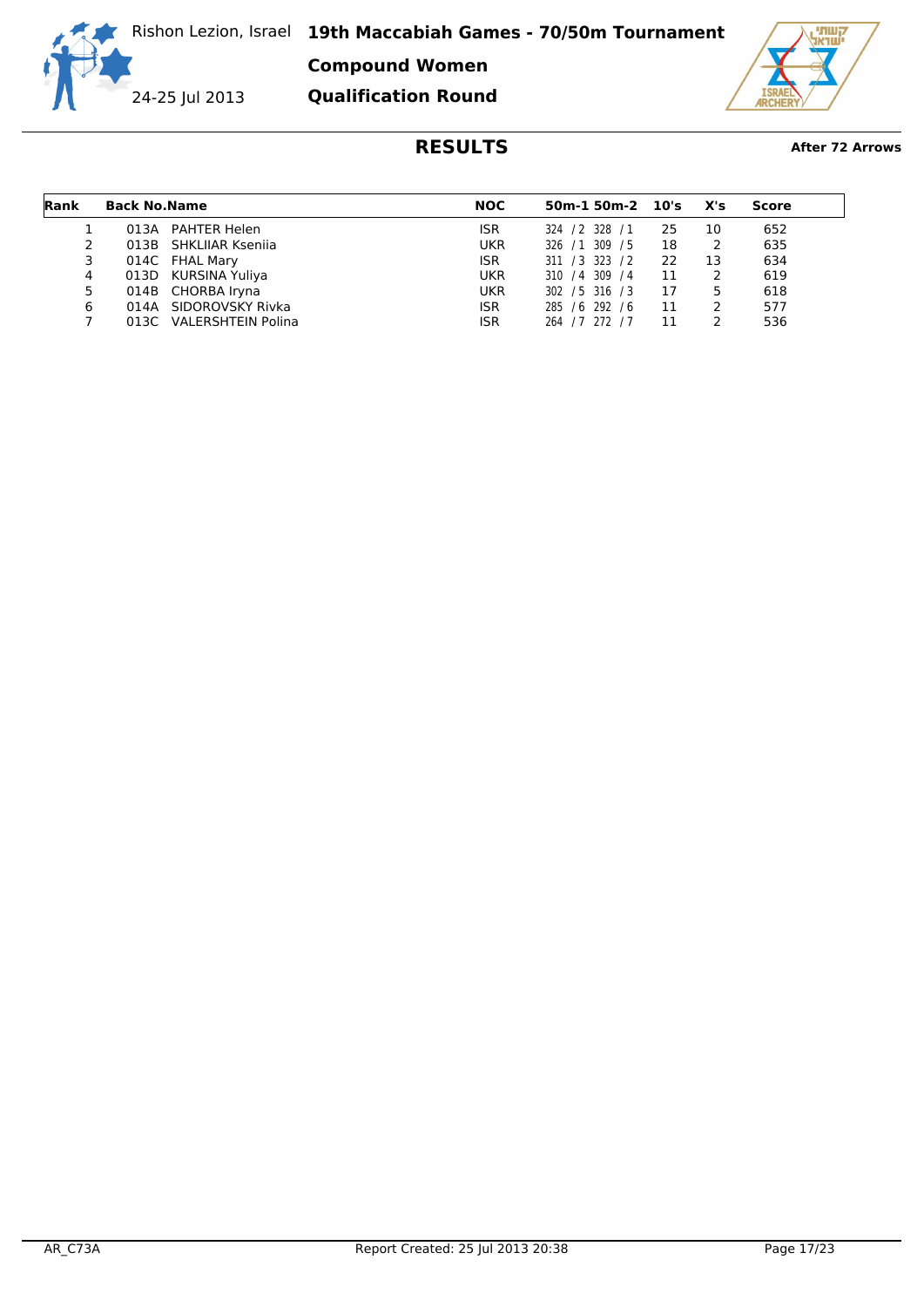Rishon Lezion, Israel **19th Maccabiah Games - 70/50m Tournament**

24-25 Jul 2013

**Compound Women**

**Qualification Round**

## RESULTS

**After 72 Arrows**

| Rank | Back No. | Name | NOC | 50m-1 | 50m-2 | 10's | X's | Score |
|---|---|---|---|---|---|---|---|---|
| 1 | 013A | PAHTER Helen | ISR | 324 / 2 | 328 / 1 | 25 | 10 | 652 |
| 2 | 013B | SHKLIIAR Kseniia | UKR | 326 / 1 | 309 / 5 | 18 | 2 | 635 |
| 3 | 014C | FHAL Mary | ISR | 311 / 3 | 323 / 2 | 22 | 13 | 634 |
| 4 | 013D | KURSINA Yuliya | UKR | 310 / 4 | 309 / 4 | 11 | 2 | 619 |
| 5 | 014B | CHORBA Iryna | UKR | 302 / 5 | 316 / 3 | 17 | 5 | 618 |
| 6 | 014A | SIDOROVSKY Rivka | ISR | 285 / 6 | 292 / 6 | 11 | 2 | 577 |
| 7 | 013C | VALERSHTEIN Polina | ISR | 264 / 7 | 272 / 7 | 11 | 2 | 536 |

AR_C73A Report Created: 25 Jul 2013 20:38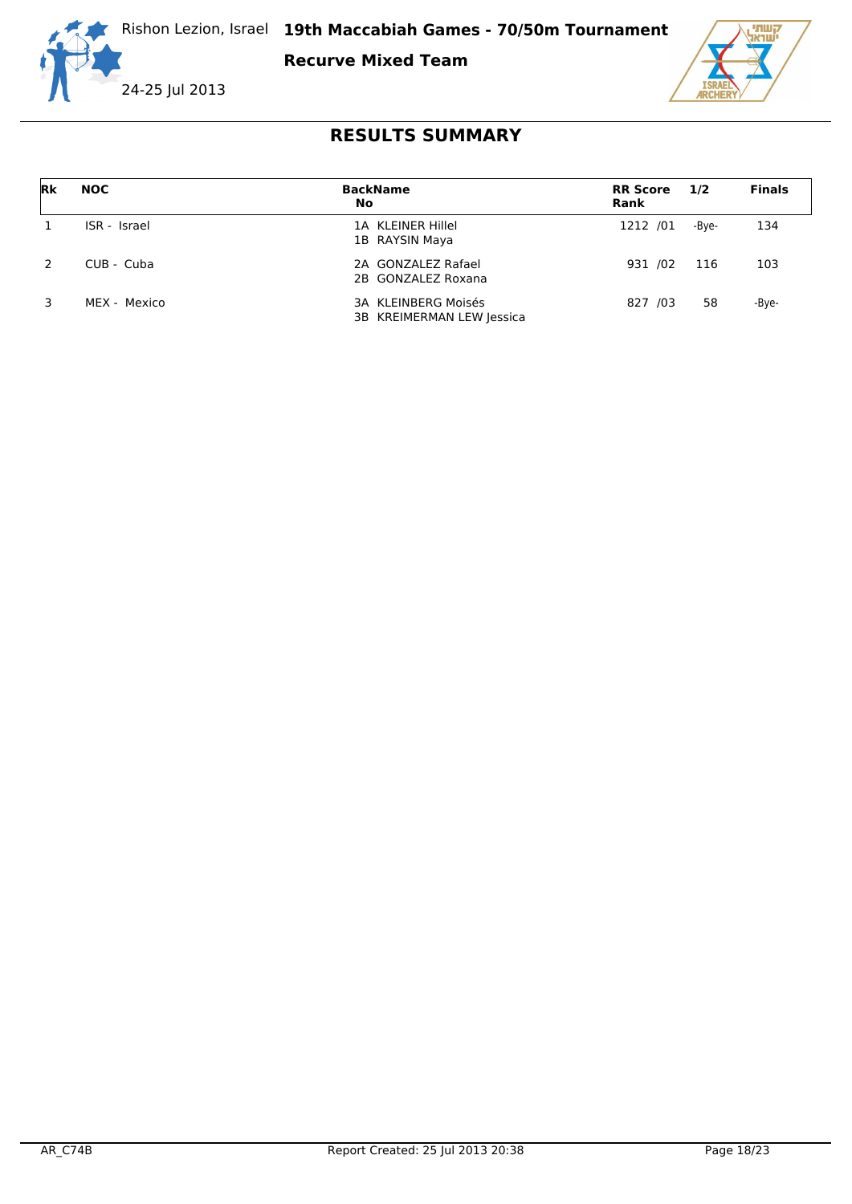Rishon Lezion, Israel **19th Maccabiah Games - 70/50m Tournament**

**Recurve Mixed Team**

24-25 Jul 2013

## RESULTS SUMMARY

| Rk | NOC | BackName No | RR Score Rank | 1/2 | Finals |
|---|---|---|---|---|---|
| 1 | ISR - Israel | 1A KLEINER Hillel<br>1B RAYSIN Maya | 1212 /01 | -Bye- | 134 |
| 2 | CUB - Cuba | 2A GONZALEZ Rafael<br>2B GONZALEZ Roxana | 931 /02 | 116 | 103 |
| 3 | MEX - Mexico | 3A KLEINBERG Moisés<br>3B KREIMERMAN LEW Jessica | 827 /03 | 58 | -Bye- |

AR_C74B Report Created: 25 Jul 2013 20:38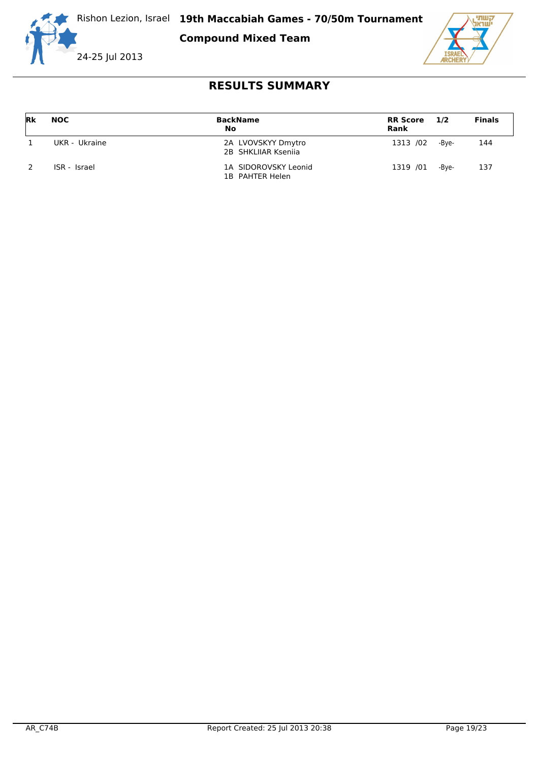Rishon Lezion, Israel **19th Maccabiah Games - 70/50m Tournament**

**Compound Mixed Team**

24-25 Jul 2013

## RESULTS SUMMARY

| Rk | NOC | BackName No | RR Score Rank | 1/2 | Finals |
|---|---|---|---|---|---|
| 1 | UKR - Ukraine | 2A LVOVSKYY Dmytro<br>2B SHKLIIAR Kseniia | 1313 /02 | -Bye- | 144 |
| 2 | ISR - Israel | 1A SIDOROVSKY Leonid<br>1B PAHTER Helen | 1319 /01 | -Bye- | 137 |

AR_C74B Report Created: 25 Jul 2013 20:38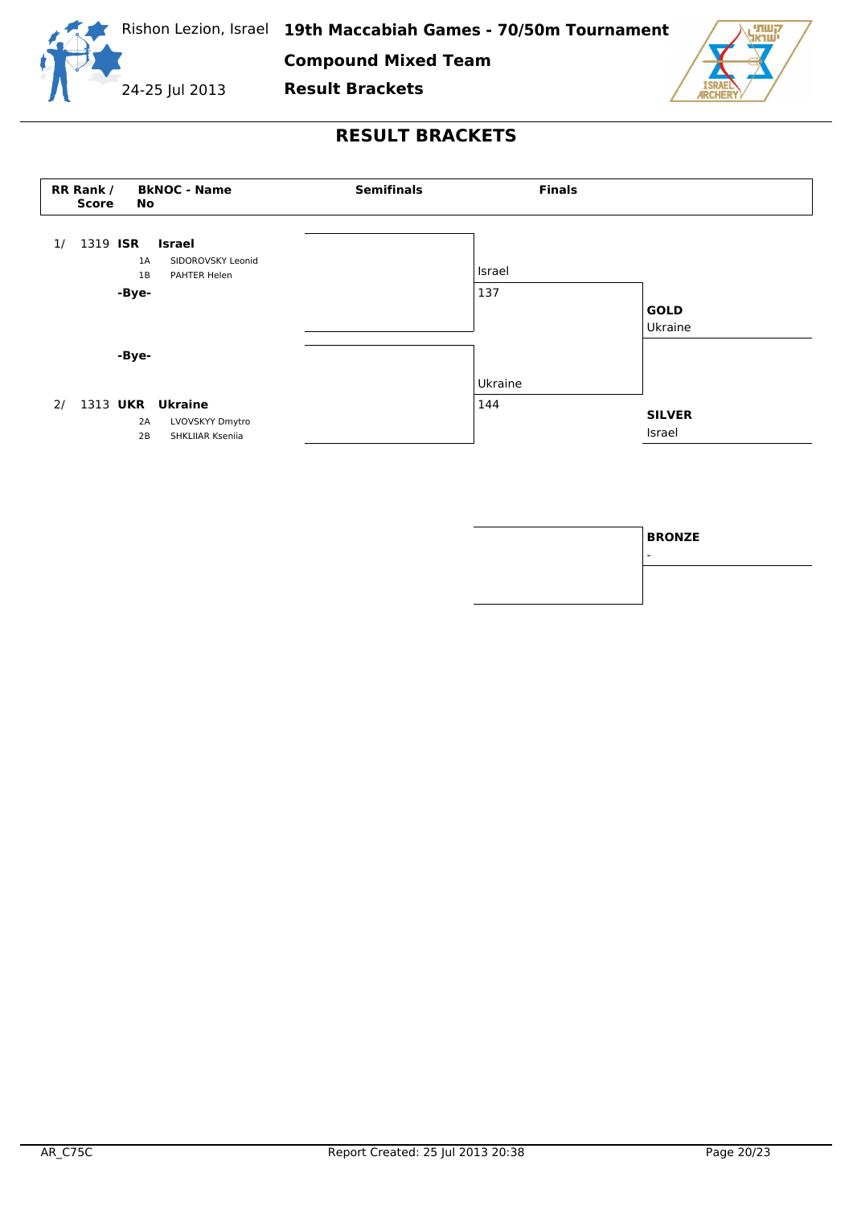# Rishon Lezion, Israel — 19th Maccabiah Games - 70/50m Tournament

## Compound Mixed Team

## Result Brackets

24-25 Jul 2013

## RESULT BRACKETS

| RR Rank / Score | BkNOC - Name | Semifinals | Finals | |
|---|---|---|---|---|
| 1/ 1319 | **ISR** **Israel**<br>1A SIDOROVSKY Leonid<br>1B PAHTER Helen | | Israel 137 | |
| | **-Bye-** | | | |
| | **-Bye-** | | | |
| 2/ 1313 | **UKR** **Ukraine**<br>2A LVOVSKYY Dmytro<br>2B SHKLIIAR Kseniia | | Ukraine 144 | |

**GOLD** Ukraine

**SILVER** Israel

**BRONZE** -

AR_C75C

Report Created: 25 Jul 2013 20:38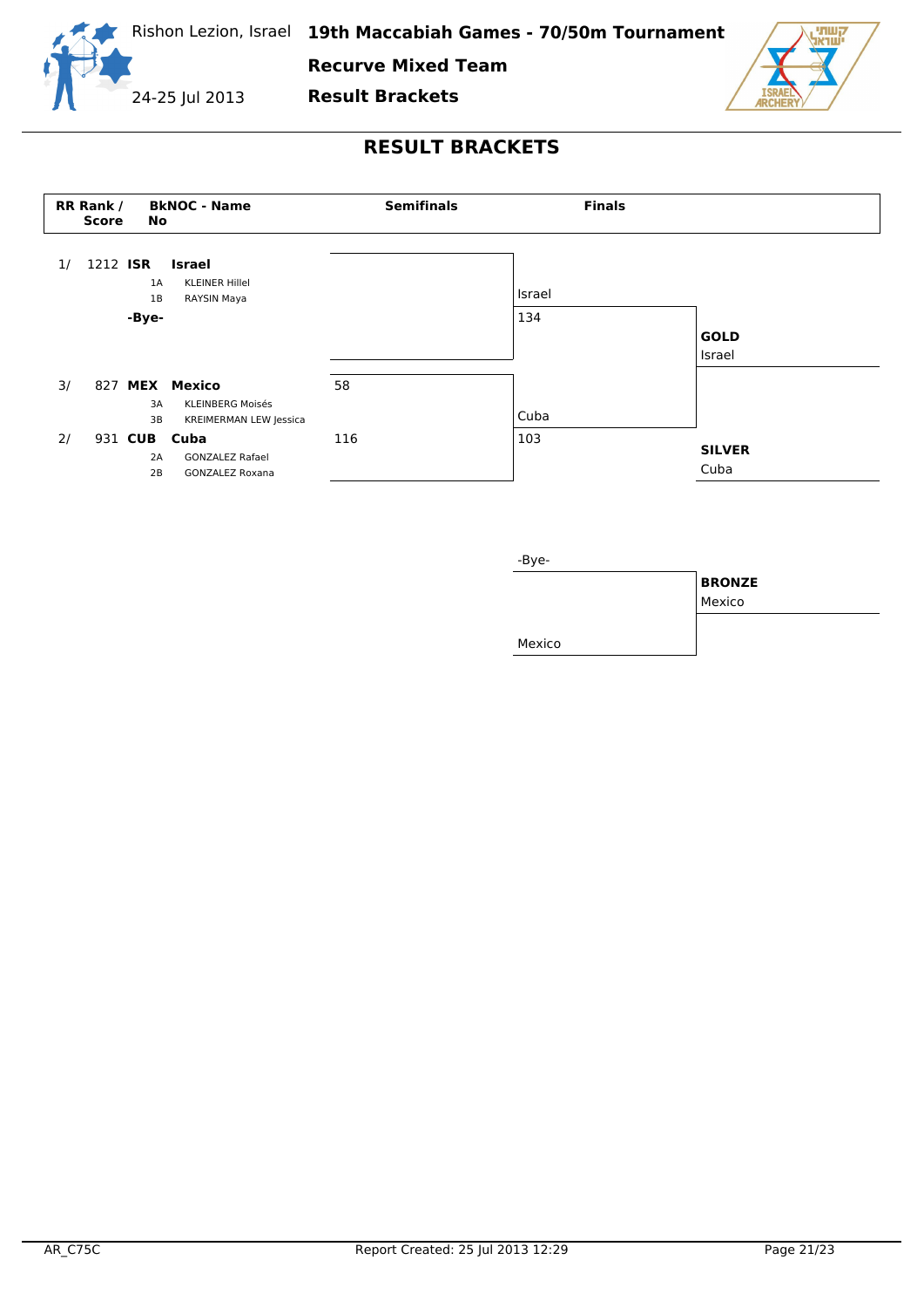# RESULT BRACKETS

19th Maccabiah Games - 70/50m Tournament
Recurve Mixed Team
Result Brackets

Rishon Lezion, Israel
24-25 Jul 2013

| RR Rank / Score | BkNOC - No | Name | Semifinals | Finals |
|---|---|---|---|---|
| 1/ 1212 | ISR | **Israel** | | Israel 134 |
| | 1A | KLEINER Hillel | | |
| | 1B | RAYSIN Maya | | |
| | -Bye- | | | |
| 3/ 827 | MEX | **Mexico** | 58 | |
| | 3A | KLEINBERG Moisés | | |
| | 3B | KREIMERMAN LEW Jessica | | |
| 2/ 931 | CUB | **Cuba** | 116 | Cuba 103 |
| | 2A | GONZALEZ Rafael | | |
| | 2B | GONZALEZ Roxana | | |

**GOLD**
Israel

**SILVER**
Cuba

Bronze match: -Bye- vs Mexico

**BRONZE**
Mexico

AR_C75C — Report Created: 25 Jul 2013 12:29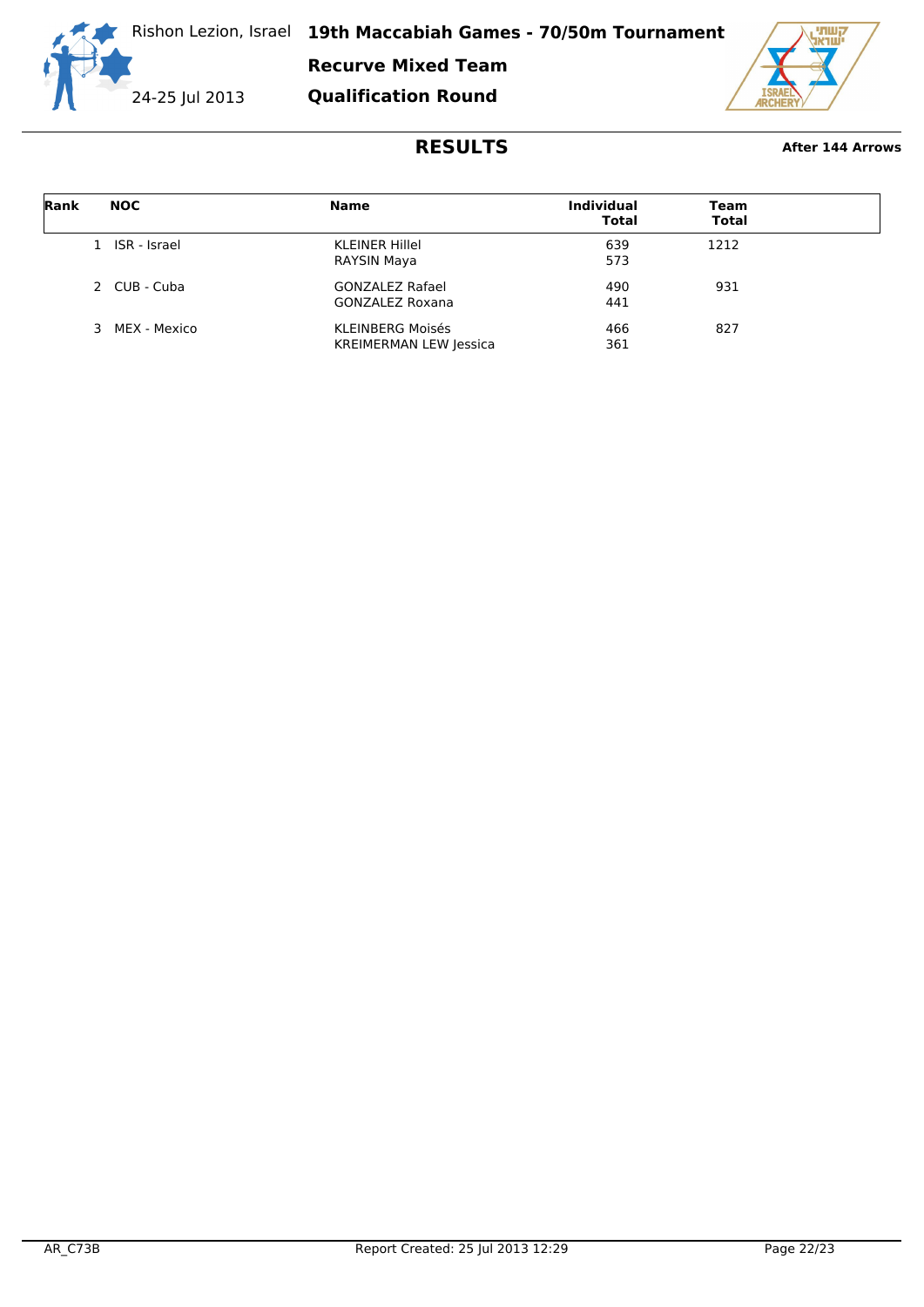Rishon Lezion, Israel **19th Maccabiah Games - 70/50m Tournament**

24-25 Jul 2013

**Recurve Mixed Team**

**Qualification Round**

## RESULTS

**After 144 Arrows**

| Rank | NOC | Name | Individual Total | Team Total |
|---|---|---|---|---|
| 1 | ISR - Israel | KLEINER Hillel | 639 | 1212 |
| | | RAYSIN Maya | 573 | |
| 2 | CUB - Cuba | GONZALEZ Rafael | 490 | 931 |
| | | GONZALEZ Roxana | 441 | |
| 3 | MEX - Mexico | KLEINBERG Moisés | 466 | 827 |
| | | KREIMERMAN LEW Jessica | 361 | |

AR_C73B Report Created: 25 Jul 2013 12:29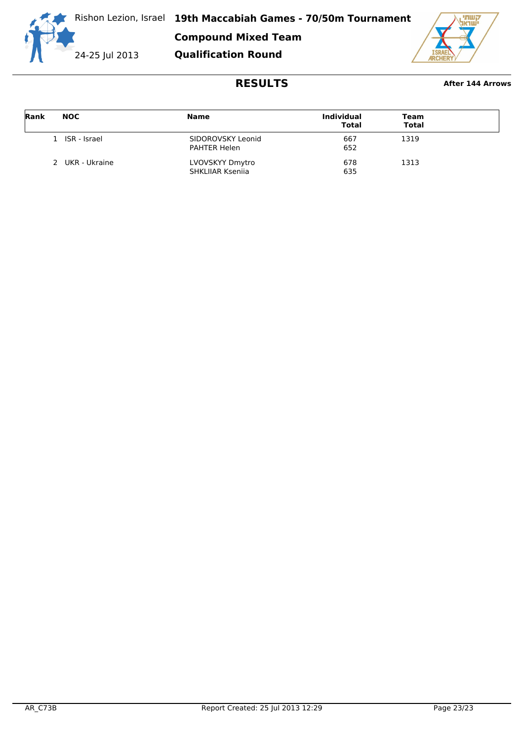Rishon Lezion, Israel

24-25 Jul 2013

# 19th Maccabiah Games - 70/50m Tournament

## Compound Mixed Team

## Qualification Round

## RESULTS

**After 144 Arrows**

| Rank | NOC | Name | Individual Total | Team Total |
|---|---|---|---|---|
| 1 | ISR - Israel | SIDOROVSKY Leonid | 667 | 1319 |
| | | PAHTER Helen | 652 | |
| 2 | UKR - Ukraine | LVOVSKYY Dmytro | 678 | 1313 |
| | | SHKLIIAR Kseniia | 635 | |

AR_C73B

Report Created: 25 Jul 2013 12:29